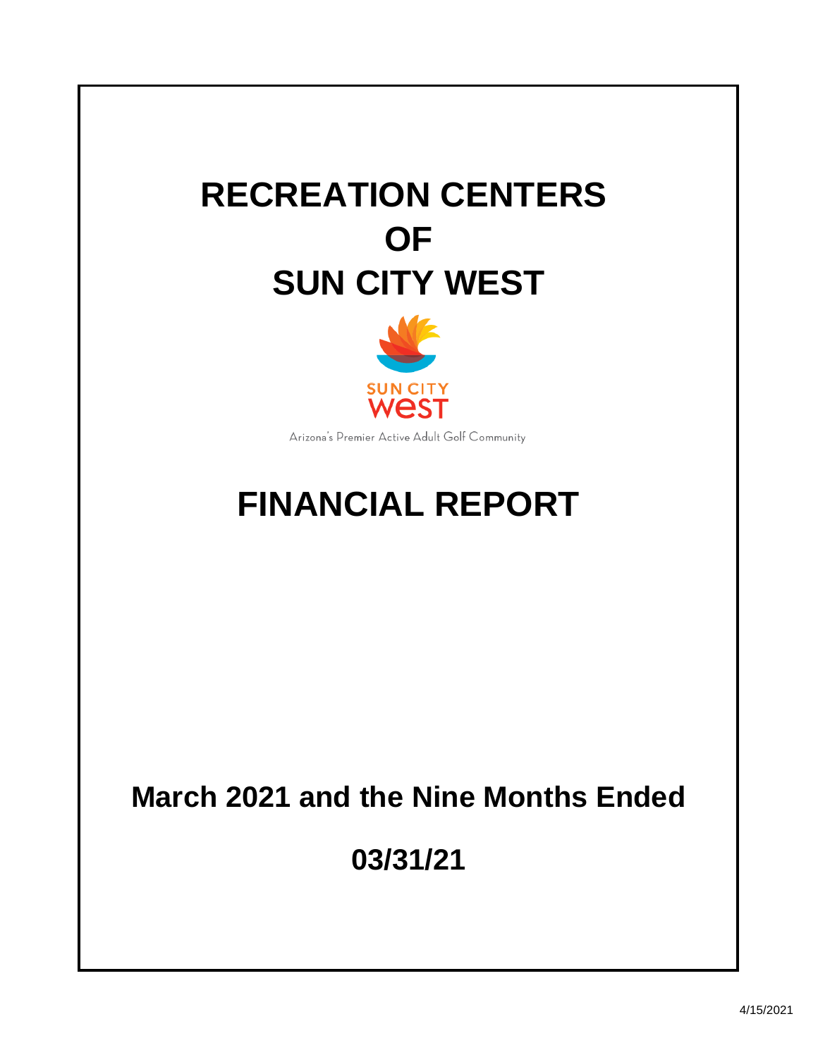# RECREATION CENTERS OF SUN CITY WEST

SUN CITY WEST

Arizona's Premier Active Adult Golf Community

# FINANCIAL REPORT

## March 2021 and the Nine Months Ended

## 03/31/21

4/15/2021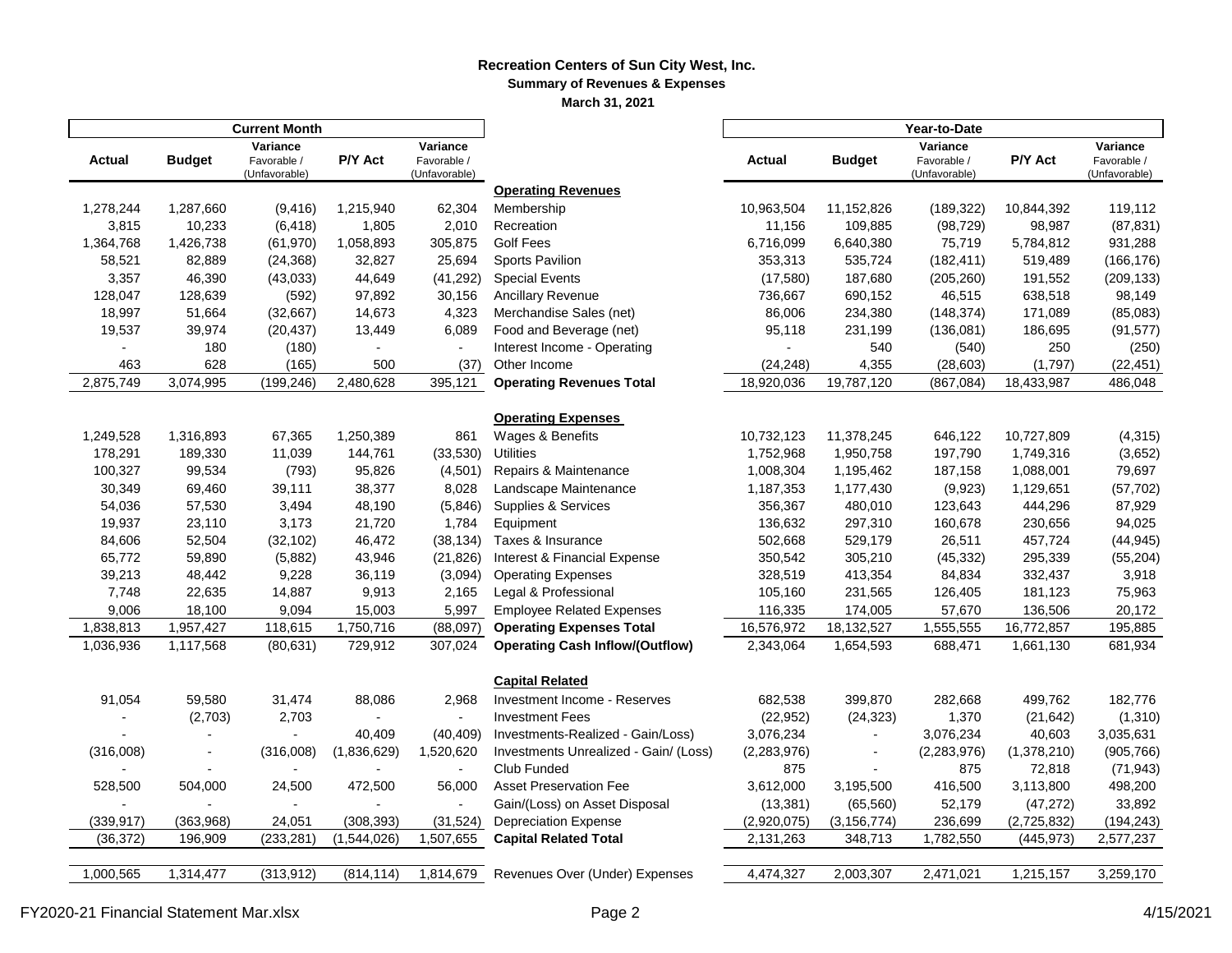# Recreation Centers of Sun City West, Inc.

## Summary of Revenues & Expenses

### March 31, 2021

| Current Month | | | | | | Year-to-Date | | | | |
|---|---|---|---|---|---|---|---|---|---|---|
| Actual | Budget | Variance Favorable / (Unfavorable) | P/Y Act | Variance Favorable / (Unfavorable) | | Actual | Budget | Variance Favorable / (Unfavorable) | P/Y Act | Variance Favorable / (Unfavorable) |
| | | | | | **Operating Revenues** | | | | | |
| 1,278,244 | 1,287,660 | (9,416) | 1,215,940 | 62,304 | Membership | 10,963,504 | 11,152,826 | (189,322) | 10,844,392 | 119,112 |
| 3,815 | 10,233 | (6,418) | 1,805 | 2,010 | Recreation | 11,156 | 109,885 | (98,729) | 98,987 | (87,831) |
| 1,364,768 | 1,426,738 | (61,970) | 1,058,893 | 305,875 | Golf Fees | 6,716,099 | 6,640,380 | 75,719 | 5,784,812 | 931,288 |
| 58,521 | 82,889 | (24,368) | 32,827 | 25,694 | Sports Pavilion | 353,313 | 535,724 | (182,411) | 519,489 | (166,176) |
| 3,357 | 46,390 | (43,033) | 44,649 | (41,292) | Special Events | (17,580) | 187,680 | (205,260) | 191,552 | (209,133) |
| 128,047 | 128,639 | (592) | 97,892 | 30,156 | Ancillary Revenue | 736,667 | 690,152 | 46,515 | 638,518 | 98,149 |
| 18,997 | 51,664 | (32,667) | 14,673 | 4,323 | Merchandise Sales (net) | 86,006 | 234,380 | (148,374) | 171,089 | (85,083) |
| 19,537 | 39,974 | (20,437) | 13,449 | 6,089 | Food and Beverage (net) | 95,118 | 231,199 | (136,081) | 186,695 | (91,577) |
| - | 180 | (180) | - | - | Interest Income - Operating | - | 540 | (540) | 250 | (250) |
| 463 | 628 | (165) | 500 | (37) | Other Income | (24,248) | 4,355 | (28,603) | (1,797) | (22,451) |
| 2,875,749 | 3,074,995 | (199,246) | 2,480,628 | 395,121 | **Operating Revenues Total** | 18,920,036 | 19,787,120 | (867,084) | 18,433,987 | 486,048 |
| | | | | | **Operating Expenses** | | | | | |
| 1,249,528 | 1,316,893 | 67,365 | 1,250,389 | 861 | Wages & Benefits | 10,732,123 | 11,378,245 | 646,122 | 10,727,809 | (4,315) |
| 178,291 | 189,330 | 11,039 | 144,761 | (33,530) | Utilities | 1,752,968 | 1,950,758 | 197,790 | 1,749,316 | (3,652) |
| 100,327 | 99,534 | (793) | 95,826 | (4,501) | Repairs & Maintenance | 1,008,304 | 1,195,462 | 187,158 | 1,088,001 | 79,697 |
| 30,349 | 69,460 | 39,111 | 38,377 | 8,028 | Landscape Maintenance | 1,187,353 | 1,177,430 | (9,923) | 1,129,651 | (57,702) |
| 54,036 | 57,530 | 3,494 | 48,190 | (5,846) | Supplies & Services | 356,367 | 480,010 | 123,643 | 444,296 | 87,929 |
| 19,937 | 23,110 | 3,173 | 21,720 | 1,784 | Equipment | 136,632 | 297,310 | 160,678 | 230,656 | 94,025 |
| 84,606 | 52,504 | (32,102) | 46,472 | (38,134) | Taxes & Insurance | 502,668 | 529,179 | 26,511 | 457,724 | (44,945) |
| 65,772 | 59,890 | (5,882) | 43,946 | (21,826) | Interest & Financial Expense | 350,542 | 305,210 | (45,332) | 295,339 | (55,204) |
| 39,213 | 48,442 | 9,228 | 36,119 | (3,094) | Operating Expenses | 328,519 | 413,354 | 84,834 | 332,437 | 3,918 |
| 7,748 | 22,635 | 14,887 | 9,913 | 2,165 | Legal & Professional | 105,160 | 231,565 | 126,405 | 181,123 | 75,963 |
| 9,006 | 18,100 | 9,094 | 15,003 | 5,997 | Employee Related Expenses | 116,335 | 174,005 | 57,670 | 136,506 | 20,172 |
| 1,838,813 | 1,957,427 | 118,615 | 1,750,716 | (88,097) | **Operating Expenses Total** | 16,576,972 | 18,132,527 | 1,555,555 | 16,772,857 | 195,885 |
| 1,036,936 | 1,117,568 | (80,631) | 729,912 | 307,024 | **Operating Cash Inflow/(Outflow)** | 2,343,064 | 1,654,593 | 688,471 | 1,661,130 | 681,934 |
| | | | | | **Capital Related** | | | | | |
| 91,054 | 59,580 | 31,474 | 88,086 | 2,968 | Investment Income - Reserves | 682,538 | 399,870 | 282,668 | 499,762 | 182,776 |
| - | (2,703) | 2,703 | - | - | Investment Fees | (22,952) | (24,323) | 1,370 | (21,642) | (1,310) |
| - | - | - | 40,409 | (40,409) | Investments-Realized - Gain/Loss) | 3,076,234 | - | 3,076,234 | 40,603 | 3,035,631 |
| (316,008) | - | (316,008) | (1,836,629) | 1,520,620 | Investments Unrealized - Gain/ (Loss) | (2,283,976) | - | (2,283,976) | (1,378,210) | (905,766) |
| - | - | - | - | - | Club Funded | 875 | - | 875 | 72,818 | (71,943) |
| 528,500 | 504,000 | 24,500 | 472,500 | 56,000 | Asset Preservation Fee | 3,612,000 | 3,195,500 | 416,500 | 3,113,800 | 498,200 |
| - | - | - | - | - | Gain/(Loss) on Asset Disposal | (13,381) | (65,560) | 52,179 | (47,272) | 33,892 |
| (339,917) | (363,968) | 24,051 | (308,393) | (31,524) | Depreciation Expense | (2,920,075) | (3,156,774) | 236,699 | (2,725,832) | (194,243) |
| (36,372) | 196,909 | (233,281) | (1,544,026) | 1,507,655 | **Capital Related Total** | 2,131,263 | 348,713 | 1,782,550 | (445,973) | 2,577,237 |
| 1,000,565 | 1,314,477 | (313,912) | (814,114) | 1,814,679 | Revenues Over (Under) Expenses | 4,474,327 | 2,003,307 | 2,471,021 | 1,215,157 | 3,259,170 |

FY2020-21 Financial Statement Mar.xlsx 4/15/2021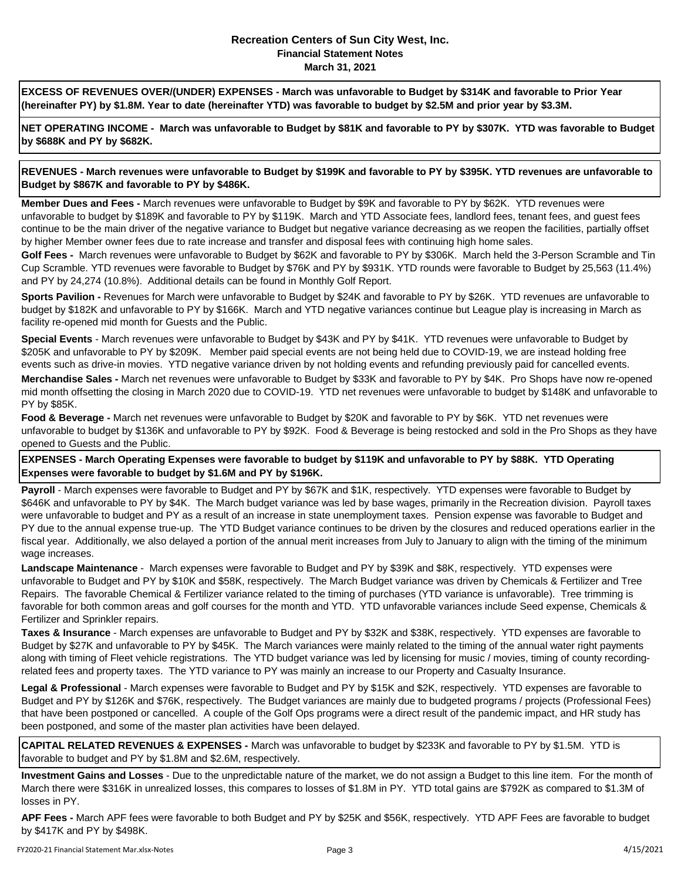# Recreation Centers of Sun City West, Inc.
## Financial Statement Notes
### March 31, 2021

**EXCESS OF REVENUES OVER/(UNDER) EXPENSES - March was unfavorable to Budget by $314K and favorable to Prior Year (hereinafter PY) by $1.8M. Year to date (hereinafter YTD) was favorable to budget by $2.5M and prior year by $3.3M.**

**NET OPERATING INCOME - March was unfavorable to Budget by $81K and favorable to PY by $307K. YTD was favorable to Budget by $688K and PY by $682K.**

**REVENUES - March revenues were unfavorable to Budget by $199K and favorable to PY by $395K. YTD revenues are unfavorable to Budget by $867K and favorable to PY by $486K.**

**Member Dues and Fees -** March revenues were unfavorable to Budget by $9K and favorable to PY by $62K. YTD revenues were unfavorable to budget by $189K and favorable to PY by $119K. March and YTD Associate fees, landlord fees, tenant fees, and guest fees continue to be the main driver of the negative variance to Budget but negative variance decreasing as we reopen the facilities, partially offset by higher Member owner fees due to rate increase and transfer and disposal fees with continuing high home sales.

**Golf Fees -** March revenues were unfavorable to Budget by $62K and favorable to PY by $306K. March held the 3-Person Scramble and Tin Cup Scramble. YTD revenues were favorable to Budget by $76K and PY by $931K. YTD rounds were favorable to Budget by 25,563 (11.4%) and PY by 24,274 (10.8%). Additional details can be found in Monthly Golf Report.

**Sports Pavilion -** Revenues for March were unfavorable to Budget by $24K and favorable to PY by $26K. YTD revenues are unfavorable to budget by $182K and unfavorable to PY by $166K. March and YTD negative variances continue but League play is increasing in March as facility re-opened mid month for Guests and the Public.

**Special Events** - March revenues were unfavorable to Budget by $43K and PY by $41K. YTD revenues were unfavorable to Budget by $205K and unfavorable to PY by $209K. Member paid special events are not being held due to COVID-19, we are instead holding free events such as drive-in movies. YTD negative variance driven by not holding events and refunding previously paid for cancelled events.

**Merchandise Sales -** March net revenues were unfavorable to Budget by $33K and favorable to PY by $4K. Pro Shops have now re-opened mid month offsetting the closing in March 2020 due to COVID-19. YTD net revenues were unfavorable to budget by $148K and unfavorable to PY by $85K.

**Food & Beverage -** March net revenues were unfavorable to Budget by $20K and favorable to PY by $6K. YTD net revenues were unfavorable to budget by $136K and unfavorable to PY by $92K. Food & Beverage is being restocked and sold in the Pro Shops as they have opened to Guests and the Public.

**EXPENSES - March Operating Expenses were favorable to budget by $119K and unfavorable to PY by $88K. YTD Operating Expenses were favorable to budget by $1.6M and PY by $196K.**

**Payroll** - March expenses were favorable to Budget and PY by $67K and $1K, respectively. YTD expenses were favorable to Budget by $646K and unfavorable to PY by $4K. The March budget variance was led by base wages, primarily in the Recreation division. Payroll taxes were unfavorable to budget and PY as a result of an increase in state unemployment taxes. Pension expense was favorable to Budget and PY due to the annual expense true-up. The YTD Budget variance continues to be driven by the closures and reduced operations earlier in the fiscal year. Additionally, we also delayed a portion of the annual merit increases from July to January to align with the timing of the minimum wage increases.

**Landscape Maintenance** - March expenses were favorable to Budget and PY by $39K and $8K, respectively. YTD expenses were unfavorable to Budget and PY by $10K and $58K, respectively. The March Budget variance was driven by Chemicals & Fertilizer and Tree Repairs. The favorable Chemical & Fertilizer variance related to the timing of purchases (YTD variance is unfavorable). Tree trimming is favorable for both common areas and golf courses for the month and YTD. YTD unfavorable variances include Seed expense, Chemicals & Fertilizer and Sprinkler repairs.

**Taxes & Insurance** - March expenses are unfavorable to Budget and PY by $32K and $38K, respectively. YTD expenses are favorable to Budget by $27K and unfavorable to PY by $45K. The March variances were mainly related to the timing of the annual water right payments along with timing of Fleet vehicle registrations. The YTD budget variance was led by licensing for music / movies, timing of county recording-related fees and property taxes. The YTD variance to PY was mainly an increase to our Property and Casualty Insurance.

**Legal & Professional** - March expenses were favorable to Budget and PY by $15K and $2K, respectively. YTD expenses are favorable to Budget and PY by $126K and $76K, respectively. The Budget variances are mainly due to budgeted programs / projects (Professional Fees) that have been postponed or cancelled. A couple of the Golf Ops programs were a direct result of the pandemic impact, and HR study has been postponed, and some of the master plan activities have been delayed.

**CAPITAL RELATED REVENUES & EXPENSES -** March was unfavorable to budget by $233K and favorable to PY by $1.5M. YTD is favorable to budget and PY by $1.8M and $2.6M, respectively.

**Investment Gains and Losses** - Due to the unpredictable nature of the market, we do not assign a Budget to this line item. For the month of March there were $316K in unrealized losses, this compares to losses of $1.8M in PY. YTD total gains are $792K as compared to $1.3M of losses in PY.

**APF Fees -** March APF fees were favorable to both Budget and PY by $25K and $56K, respectively. YTD APF Fees are favorable to budget by $417K and PY by $498K.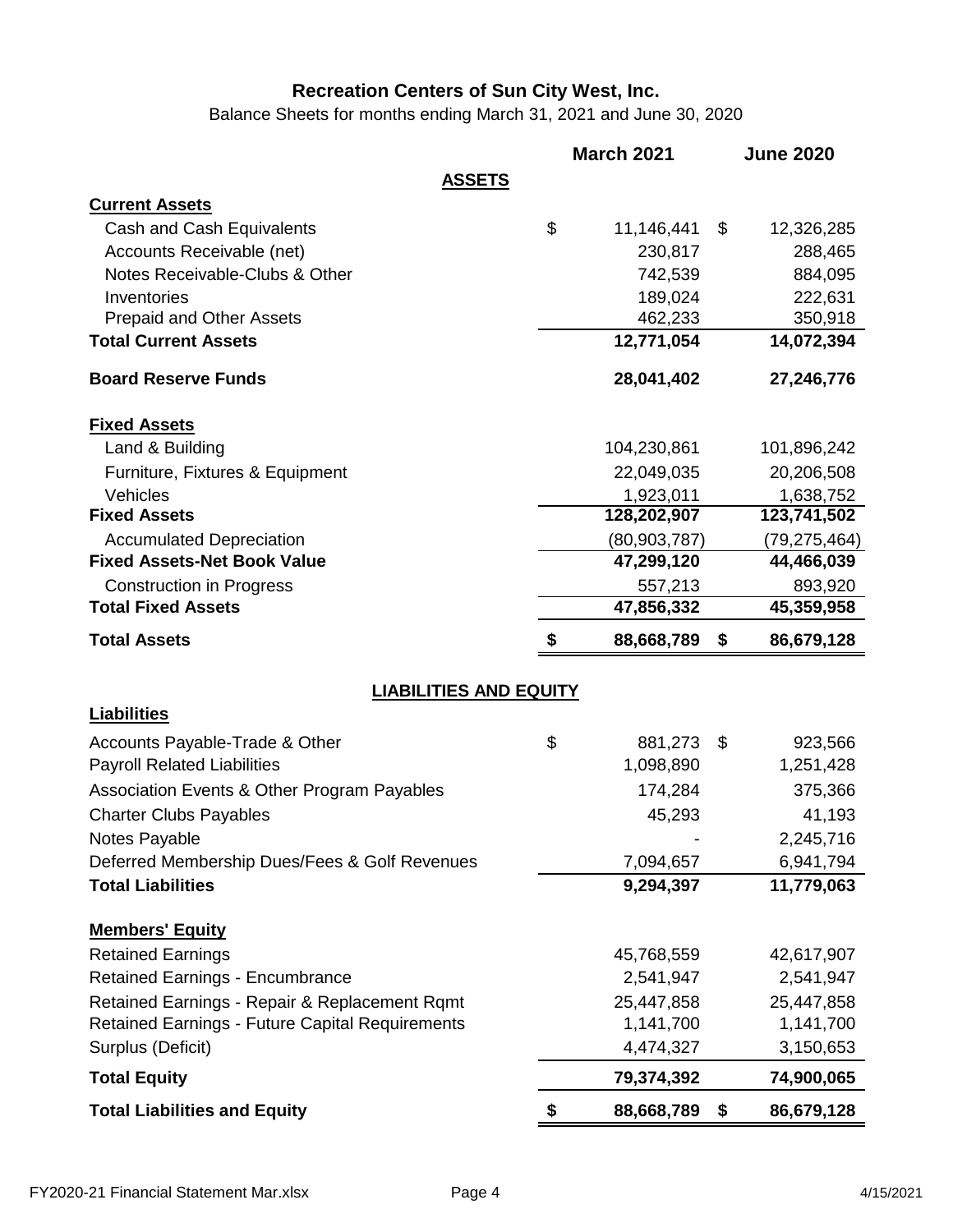# Recreation Centers of Sun City West, Inc.

Balance Sheets for months ending March 31, 2021 and June 30, 2020

| | March 2021 | June 2020 |
|---|---|---|
| **ASSETS** | | |
| **Current Assets** | | |
| Cash and Cash Equivalents | $ 11,146,441 | $ 12,326,285 |
| Accounts Receivable (net) | 230,817 | 288,465 |
| Notes Receivable-Clubs & Other | 742,539 | 884,095 |
| Inventories | 189,024 | 222,631 |
| Prepaid and Other Assets | 462,233 | 350,918 |
| **Total Current Assets** | **12,771,054** | **14,072,394** |
| **Board Reserve Funds** | **28,041,402** | **27,246,776** |
| **Fixed Assets** | | |
| Land & Building | 104,230,861 | 101,896,242 |
| Furniture, Fixtures & Equipment | 22,049,035 | 20,206,508 |
| Vehicles | 1,923,011 | 1,638,752 |
| **Fixed Assets** | **128,202,907** | **123,741,502** |
| Accumulated Depreciation | (80,903,787) | (79,275,464) |
| **Fixed Assets-Net Book Value** | **47,299,120** | **44,466,039** |
| Construction in Progress | 557,213 | 893,920 |
| **Total Fixed Assets** | **47,856,332** | **45,359,958** |
| **Total Assets** | **$ 88,668,789** | **$ 86,679,128** |
| **LIABILITIES AND EQUITY** | | |
| **Liabilities** | | |
| Accounts Payable-Trade & Other | $ 881,273 | $ 923,566 |
| Payroll Related Liabilities | 1,098,890 | 1,251,428 |
| Association Events & Other Program Payables | 174,284 | 375,366 |
| Charter Clubs Payables | 45,293 | 41,193 |
| Notes Payable | - | 2,245,716 |
| Deferred Membership Dues/Fees & Golf Revenues | 7,094,657 | 6,941,794 |
| **Total Liabilities** | **9,294,397** | **11,779,063** |
| **Members' Equity** | | |
| Retained Earnings | 45,768,559 | 42,617,907 |
| Retained Earnings - Encumbrance | 2,541,947 | 2,541,947 |
| Retained Earnings - Repair & Replacement Rqmt | 25,447,858 | 25,447,858 |
| Retained Earnings - Future Capital Requirements | 1,141,700 | 1,141,700 |
| Surplus (Deficit) | 4,474,327 | 3,150,653 |
| **Total Equity** | **79,374,392** | **74,900,065** |
| **Total Liabilities and Equity** | **$ 88,668,789** | **$ 86,679,128** |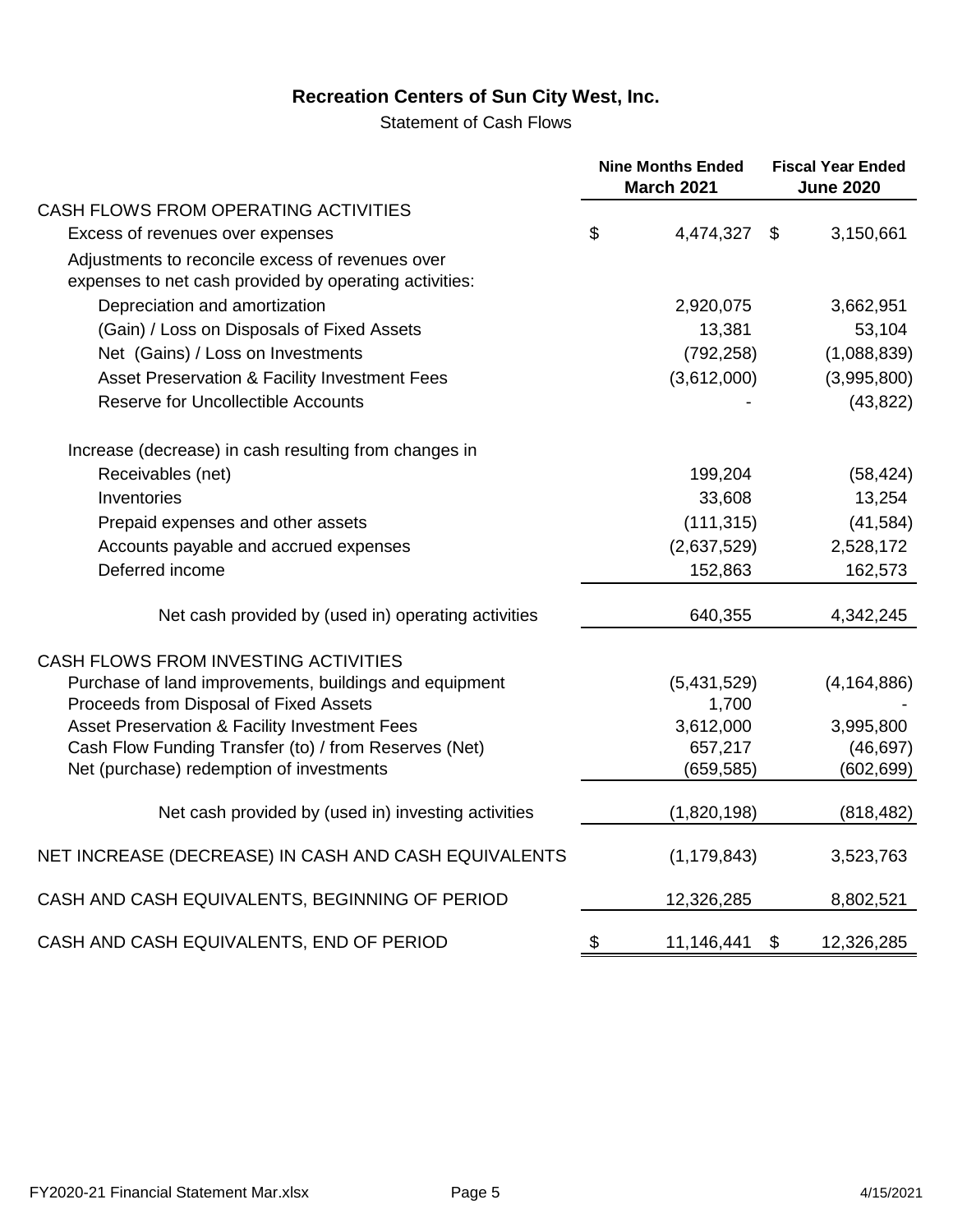# Recreation Centers of Sun City West, Inc.

Statement of Cash Flows

| | Nine Months Ended March 2021 | Fiscal Year Ended June 2020 |
|---|---|---|
| CASH FLOWS FROM OPERATING ACTIVITIES | | |
| Excess of revenues over expenses | $ 4,474,327 | $ 3,150,661 |
| Adjustments to reconcile excess of revenues over expenses to net cash provided by operating activities: | | |
| Depreciation and amortization | 2,920,075 | 3,662,951 |
| (Gain) / Loss on Disposals of Fixed Assets | 13,381 | 53,104 |
| Net (Gains) / Loss on Investments | (792,258) | (1,088,839) |
| Asset Preservation & Facility Investment Fees | (3,612,000) | (3,995,800) |
| Reserve for Uncollectible Accounts | - | (43,822) |
| Increase (decrease) in cash resulting from changes in | | |
| Receivables (net) | 199,204 | (58,424) |
| Inventories | 33,608 | 13,254 |
| Prepaid expenses and other assets | (111,315) | (41,584) |
| Accounts payable and accrued expenses | (2,637,529) | 2,528,172 |
| Deferred income | 152,863 | 162,573 |
| Net cash provided by (used in) operating activities | 640,355 | 4,342,245 |
| CASH FLOWS FROM INVESTING ACTIVITIES | | |
| Purchase of land improvements, buildings and equipment | (5,431,529) | (4,164,886) |
| Proceeds from Disposal of Fixed Assets | 1,700 | - |
| Asset Preservation & Facility Investment Fees | 3,612,000 | 3,995,800 |
| Cash Flow Funding Transfer (to) / from Reserves (Net) | 657,217 | (46,697) |
| Net (purchase) redemption of investments | (659,585) | (602,699) |
| Net cash provided by (used in) investing activities | (1,820,198) | (818,482) |
| NET INCREASE (DECREASE) IN CASH AND CASH EQUIVALENTS | (1,179,843) | 3,523,763 |
| CASH AND CASH EQUIVALENTS, BEGINNING OF PERIOD | 12,326,285 | 8,802,521 |
| CASH AND CASH EQUIVALENTS, END OF PERIOD | $ 11,146,441 | $ 12,326,285 |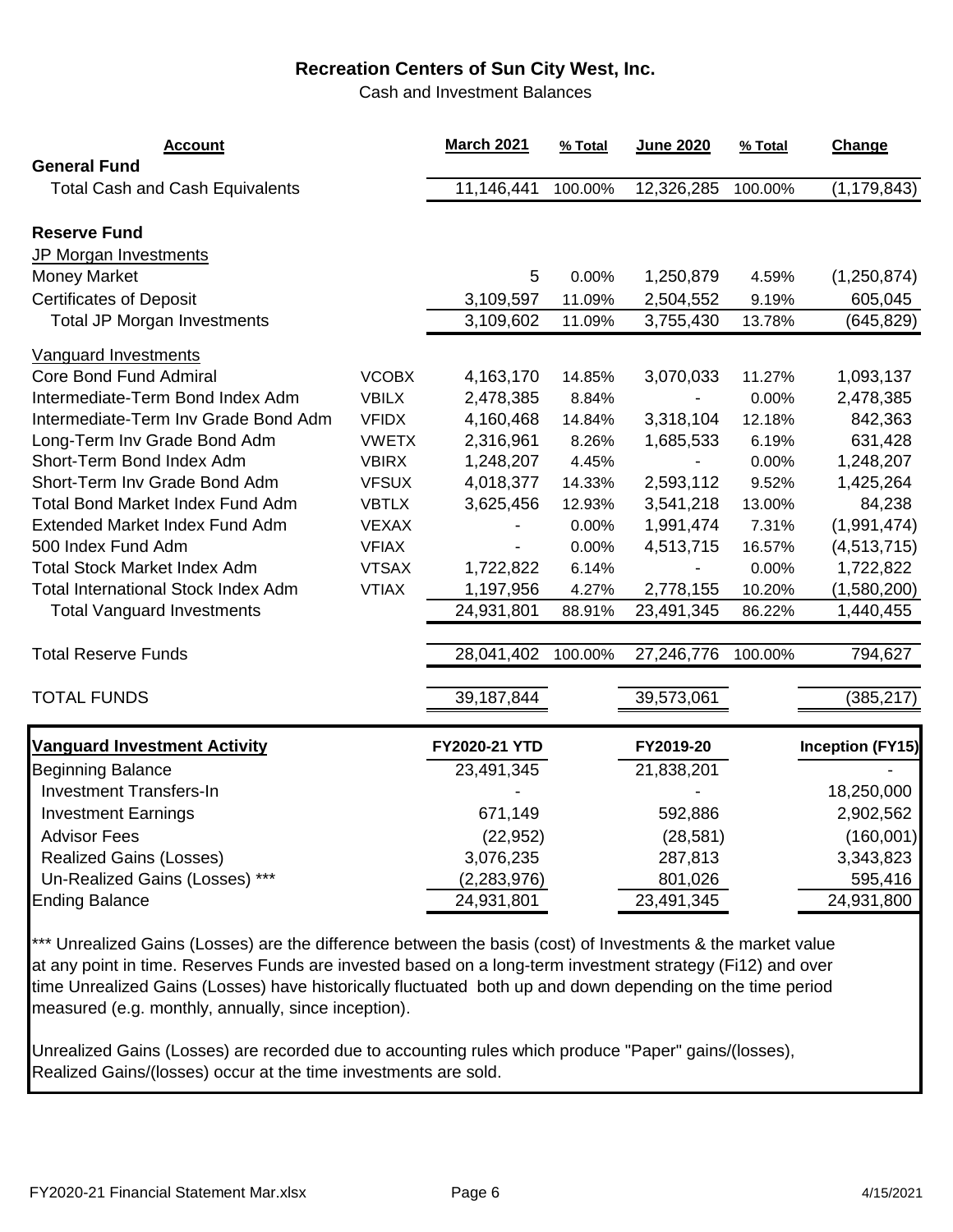## Recreation Centers of Sun City West, Inc.

Cash and Investment Balances

| Account | | March 2021 | % Total | June 2020 | % Total | Change |
|---|---|---|---|---|---|---|
| **General Fund** | | | | | | |
| Total Cash and Cash Equivalents | | 11,146,441 | 100.00% | 12,326,285 | 100.00% | (1,179,843) |
| | | | | | | |
| **Reserve Fund** | | | | | | |
| JP Morgan Investments | | | | | | |
| Money Market | | 5 | 0.00% | 1,250,879 | 4.59% | (1,250,874) |
| Certificates of Deposit | | 3,109,597 | 11.09% | 2,504,552 | 9.19% | 605,045 |
| Total JP Morgan Investments | | 3,109,602 | 11.09% | 3,755,430 | 13.78% | (645,829) |
| | | | | | | |
| Vanguard Investments | | | | | | |
| Core Bond Fund Admiral | VCOBX | 4,163,170 | 14.85% | 3,070,033 | 11.27% | 1,093,137 |
| Intermediate-Term Bond Index Adm | VBILX | 2,478,385 | 8.84% | - | 0.00% | 2,478,385 |
| Intermediate-Term Inv Grade Bond Adm | VFIDX | 4,160,468 | 14.84% | 3,318,104 | 12.18% | 842,363 |
| Long-Term Inv Grade Bond Adm | VWETX | 2,316,961 | 8.26% | 1,685,533 | 6.19% | 631,428 |
| Short-Term Bond Index Adm | VBIRX | 1,248,207 | 4.45% | - | 0.00% | 1,248,207 |
| Short-Term Inv Grade Bond Adm | VFSUX | 4,018,377 | 14.33% | 2,593,112 | 9.52% | 1,425,264 |
| Total Bond Market Index Fund Adm | VBTLX | 3,625,456 | 12.93% | 3,541,218 | 13.00% | 84,238 |
| Extended Market Index Fund Adm | VEXAX | - | 0.00% | 1,991,474 | 7.31% | (1,991,474) |
| 500 Index Fund Adm | VFIAX | - | 0.00% | 4,513,715 | 16.57% | (4,513,715) |
| Total Stock Market Index Adm | VTSAX | 1,722,822 | 6.14% | - | 0.00% | 1,722,822 |
| Total International Stock Index Adm | VTIAX | 1,197,956 | 4.27% | 2,778,155 | 10.20% | (1,580,200) |
| Total Vanguard Investments | | 24,931,801 | 88.91% | 23,491,345 | 86.22% | 1,440,455 |
| | | | | | | |
| Total Reserve Funds | | 28,041,402 | 100.00% | 27,246,776 | 100.00% | 794,627 |
| | | | | | | |
| TOTAL FUNDS | | 39,187,844 | | 39,573,061 | | (385,217) |

| Vanguard Investment Activity | FY2020-21 YTD | FY2019-20 | Inception (FY15) |
|---|---|---|---|
| Beginning Balance | 23,491,345 | 21,838,201 | - |
| Investment Transfers-In | - | - | 18,250,000 |
| Investment Earnings | 671,149 | 592,886 | 2,902,562 |
| Advisor Fees | (22,952) | (28,581) | (160,001) |
| Realized Gains (Losses) | 3,076,235 | 287,813 | 3,343,823 |
| Un-Realized Gains (Losses) *** | (2,283,976) | 801,026 | 595,416 |
| Ending Balance | 24,931,801 | 23,491,345 | 24,931,800 |

*** Unrealized Gains (Losses) are the difference between the basis (cost) of Investments & the market value at any point in time. Reserves Funds are invested based on a long-term investment strategy (Fi12) and over time Unrealized Gains (Losses) have historically fluctuated both up and down depending on the time period measured (e.g. monthly, annually, since inception).

Unrealized Gains (Losses) are recorded due to accounting rules which produce "Paper" gains/(losses), Realized Gains/(losses) occur at the time investments are sold.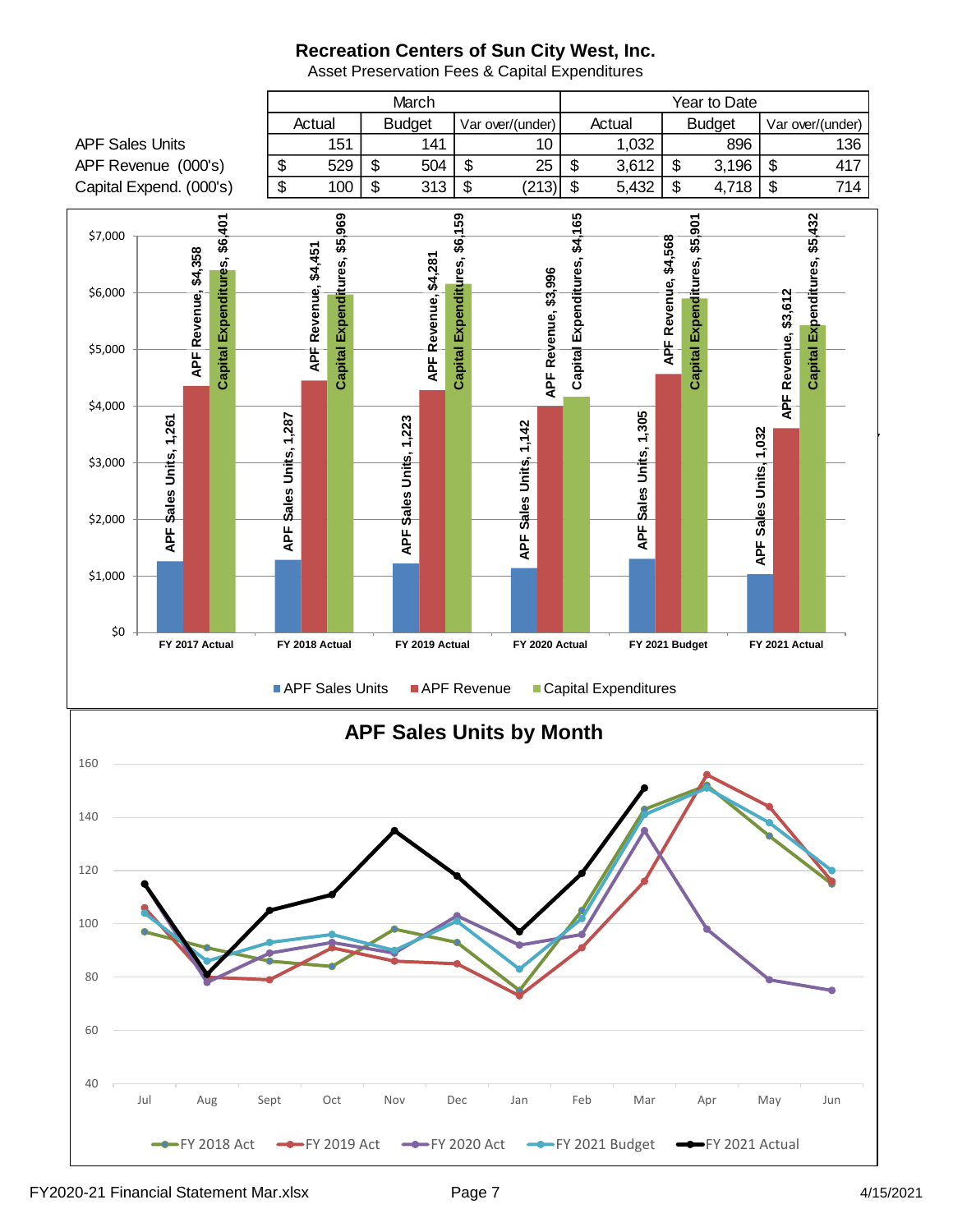# Recreation Centers of Sun City West, Inc.

Asset Preservation Fees & Capital Expenditures

| | March | | | Year to Date | | |
|---|---|---|---|---|---|---|
| | Actual | Budget | Var over/(under) | Actual | Budget | Var over/(under) |
| APF Sales Units | 151 | 141 | 10 | 1,032 | 896 | 136 |
| APF Revenue (000's) | $ 529 | $ 504 | $ 25 | $ 3,612 | $ 3,196 | $ 417 |
| Capital Expend. (000's) | $ 100 | $ 313 | $ (213) | $ 5,432 | $ 4,718 | $ 714 |

| | APF Sales Units | APF Revenue | Capital Expenditures |
|---|---|---|---|
| FY 2017 Actual | 1,261 | $4,358 | $6,401 |
| FY 2018 Actual | 1,287 | $4,451 | $5,969 |
| FY 2019 Actual | 1,223 | $4,281 | $6,159 |
| FY 2020 Actual | 1,142 | $3,996 | $4,165 |
| FY 2021 Budget | 1,305 | $4,568 | $5,901 |
| FY 2021 Actual | 1,032 | $3,612 | $5,432 |

## APF Sales Units by Month

Series: FY 2018 Act, FY 2019 Act, FY 2020 Act, FY 2021 Budget, FY 2021 Actual (months Jul–Jun)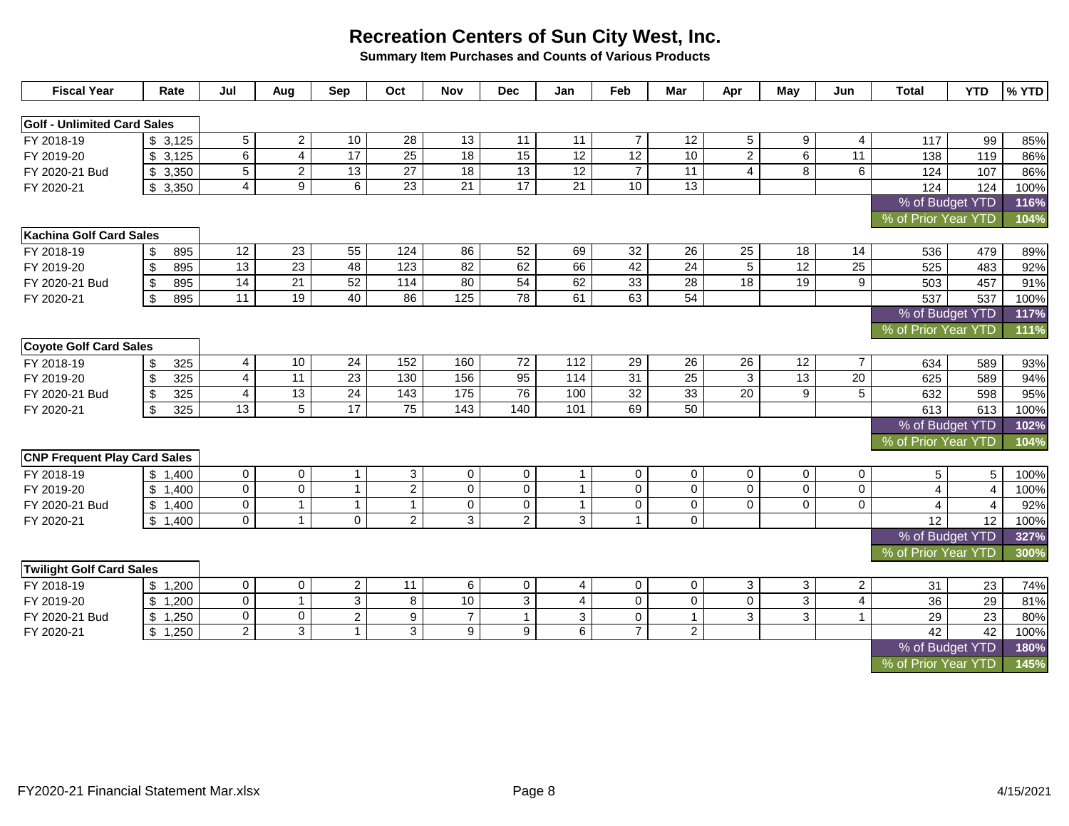# Recreation Centers of Sun City West, Inc.

**Summary Item Purchases and Counts of Various Products**

| Fiscal Year | Rate | Jul | Aug | Sep | Oct | Nov | Dec | Jan | Feb | Mar | Apr | May | Jun | Total | YTD | % YTD |
|---|---|---|---|---|---|---|---|---|---|---|---|---|---|---|---|---|
| **Golf - Unlimited Card Sales** | | | | | | | | | | | | | | | | |
| FY 2018-19 | $ 3,125 | 5 | 2 | 10 | 28 | 13 | 11 | 11 | 7 | 12 | 5 | 9 | 4 | 117 | 99 | 85% |
| FY 2019-20 | $ 3,125 | 6 | 4 | 17 | 25 | 18 | 15 | 12 | 12 | 10 | 2 | 6 | 11 | 138 | 119 | 86% |
| FY 2020-21 Bud | $ 3,350 | 5 | 2 | 13 | 27 | 18 | 13 | 12 | 7 | 11 | 4 | 8 | 6 | 124 | 107 | 86% |
| FY 2020-21 | $ 3,350 | 4 | 9 | 6 | 23 | 21 | 17 | 21 | 10 | 13 | | | | 124 | 124 | 100% |
| | | | | | | | | | | | | | | % of Budget YTD | | 116% |
| | | | | | | | | | | | | | | % of Prior Year YTD | | 104% |
| **Kachina Golf Card Sales** | | | | | | | | | | | | | | | | |
| FY 2018-19 | $ 895 | 12 | 23 | 55 | 124 | 86 | 52 | 69 | 32 | 26 | 25 | 18 | 14 | 536 | 479 | 89% |
| FY 2019-20 | $ 895 | 13 | 23 | 48 | 123 | 82 | 62 | 66 | 42 | 24 | 5 | 12 | 25 | 525 | 483 | 92% |
| FY 2020-21 Bud | $ 895 | 14 | 21 | 52 | 114 | 80 | 54 | 62 | 33 | 28 | 18 | 19 | 9 | 503 | 457 | 91% |
| FY 2020-21 | $ 895 | 11 | 19 | 40 | 86 | 125 | 78 | 61 | 63 | 54 | | | | 537 | 537 | 100% |
| | | | | | | | | | | | | | | % of Budget YTD | | 117% |
| | | | | | | | | | | | | | | % of Prior Year YTD | | 111% |
| **Coyote Golf Card Sales** | | | | | | | | | | | | | | | | |
| FY 2018-19 | $ 325 | 4 | 10 | 24 | 152 | 160 | 72 | 112 | 29 | 26 | 26 | 12 | 7 | 634 | 589 | 93% |
| FY 2019-20 | $ 325 | 4 | 11 | 23 | 130 | 156 | 95 | 114 | 31 | 25 | 3 | 13 | 20 | 625 | 589 | 94% |
| FY 2020-21 Bud | $ 325 | 4 | 13 | 24 | 143 | 175 | 76 | 100 | 32 | 33 | 20 | 9 | 5 | 632 | 598 | 95% |
| FY 2020-21 | $ 325 | 13 | 5 | 17 | 75 | 143 | 140 | 101 | 69 | 50 | | | | 613 | 613 | 100% |
| | | | | | | | | | | | | | | % of Budget YTD | | 102% |
| | | | | | | | | | | | | | | % of Prior Year YTD | | 104% |
| **CNP Frequent Play Card Sales** | | | | | | | | | | | | | | | | |
| FY 2018-19 | $ 1,400 | 0 | 0 | 1 | 3 | 0 | 0 | 1 | 0 | 0 | 0 | 0 | 0 | 5 | 5 | 100% |
| FY 2019-20 | $ 1,400 | 0 | 0 | 1 | 2 | 0 | 0 | 1 | 0 | 0 | 0 | 0 | 0 | 4 | 4 | 100% |
| FY 2020-21 Bud | $ 1,400 | 0 | 1 | 1 | 1 | 0 | 0 | 1 | 0 | 0 | 0 | 0 | 0 | 4 | 4 | 92% |
| FY 2020-21 | $ 1,400 | 0 | 1 | 0 | 2 | 3 | 2 | 3 | 1 | 0 | | | | 12 | 12 | 100% |
| | | | | | | | | | | | | | | % of Budget YTD | | 327% |
| | | | | | | | | | | | | | | % of Prior Year YTD | | 300% |
| **Twilight Golf Card Sales** | | | | | | | | | | | | | | | | |
| FY 2018-19 | $ 1,200 | 0 | 0 | 2 | 11 | 6 | 0 | 4 | 0 | 0 | 3 | 3 | 2 | 31 | 23 | 74% |
| FY 2019-20 | $ 1,200 | 0 | 1 | 3 | 8 | 10 | 3 | 4 | 0 | 0 | 0 | 3 | 4 | 36 | 29 | 81% |
| FY 2020-21 Bud | $ 1,250 | 0 | 0 | 2 | 9 | 7 | 1 | 3 | 0 | 1 | 3 | 3 | 1 | 29 | 23 | 80% |
| FY 2020-21 | $ 1,250 | 2 | 3 | 1 | 3 | 9 | 9 | 6 | 7 | 2 | | | | 42 | 42 | 100% |
| | | | | | | | | | | | | | | % of Budget YTD | | 180% |
| | | | | | | | | | | | | | | % of Prior Year YTD | | 145% |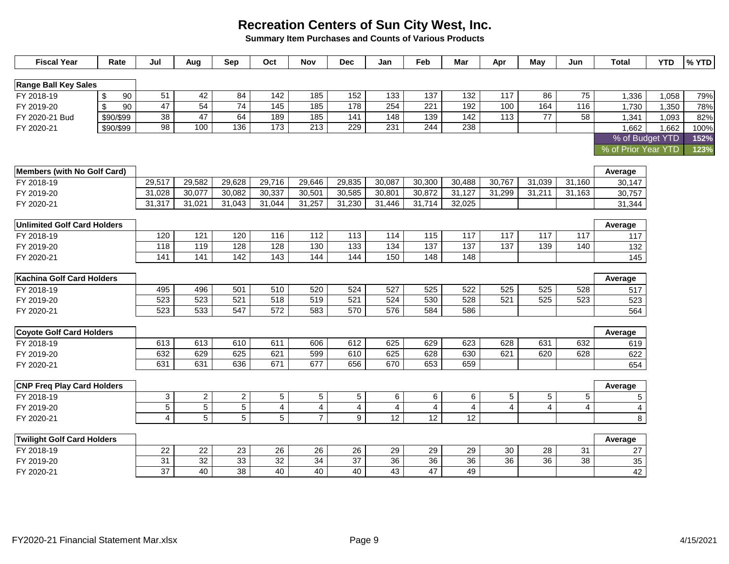# Recreation Centers of Sun City West, Inc.

**Summary Item Purchases and Counts of Various Products**

| Fiscal Year | Rate | Jul | Aug | Sep | Oct | Nov | Dec | Jan | Feb | Mar | Apr | May | Jun | Total | YTD | % YTD |
|---|---|---|---|---|---|---|---|---|---|---|---|---|---|---|---|---|
| **Range Ball Key Sales** | | | | | | | | | | | | | | | | |
| FY 2018-19 | $ 90 | 51 | 42 | 84 | 142 | 185 | 152 | 133 | 137 | 132 | 117 | 86 | 75 | 1,336 | 1,058 | 79% |
| FY 2019-20 | $ 90 | 47 | 54 | 74 | 145 | 185 | 178 | 254 | 221 | 192 | 100 | 164 | 116 | 1,730 | 1,350 | 78% |
| FY 2020-21 Bud | $90/$99 | 38 | 47 | 64 | 189 | 185 | 141 | 148 | 139 | 142 | 113 | 77 | 58 | 1,341 | 1,093 | 82% |
| FY 2020-21 | $90/$99 | 98 | 100 | 136 | 173 | 213 | 229 | 231 | 244 | 238 | | | | 1,662 | 1,662 | 100% |
| | | | | | | | | | | | | | | % of Budget YTD | | 152% |
| | | | | | | | | | | | | | | % of Prior Year YTD | | 123% |

| Fiscal Year | Jul | Aug | Sep | Oct | Nov | Dec | Jan | Feb | Mar | Apr | May | Jun | Average |
|---|---|---|---|---|---|---|---|---|---|---|---|---|---|
| **Members (with No Golf Card)** | | | | | | | | | | | | | |
| FY 2018-19 | 29,517 | 29,582 | 29,628 | 29,716 | 29,646 | 29,835 | 30,087 | 30,300 | 30,488 | 30,767 | 31,039 | 31,160 | 30,147 |
| FY 2019-20 | 31,028 | 30,077 | 30,082 | 30,337 | 30,501 | 30,585 | 30,801 | 30,872 | 31,127 | 31,299 | 31,211 | 31,163 | 30,757 |
| FY 2020-21 | 31,317 | 31,021 | 31,043 | 31,044 | 31,257 | 31,230 | 31,446 | 31,714 | 32,025 | | | | 31,344 |
| **Unlimited Golf Card Holders** | | | | | | | | | | | | | |
| FY 2018-19 | 120 | 121 | 120 | 116 | 112 | 113 | 114 | 115 | 117 | 117 | 117 | 117 | 117 |
| FY 2019-20 | 118 | 119 | 128 | 128 | 130 | 133 | 134 | 137 | 137 | 137 | 139 | 140 | 132 |
| FY 2020-21 | 141 | 141 | 142 | 143 | 144 | 144 | 150 | 148 | 148 | | | | 145 |
| **Kachina Golf Card Holders** | | | | | | | | | | | | | |
| FY 2018-19 | 495 | 496 | 501 | 510 | 520 | 524 | 527 | 525 | 522 | 525 | 525 | 528 | 517 |
| FY 2019-20 | 523 | 523 | 521 | 518 | 519 | 521 | 524 | 530 | 528 | 521 | 525 | 523 | 523 |
| FY 2020-21 | 523 | 533 | 547 | 572 | 583 | 570 | 576 | 584 | 586 | | | | 564 |
| **Coyote Golf Card Holders** | | | | | | | | | | | | | |
| FY 2018-19 | 613 | 613 | 610 | 611 | 606 | 612 | 625 | 629 | 623 | 628 | 631 | 632 | 619 |
| FY 2019-20 | 632 | 629 | 625 | 621 | 599 | 610 | 625 | 628 | 630 | 621 | 620 | 628 | 622 |
| FY 2020-21 | 631 | 631 | 636 | 671 | 677 | 656 | 670 | 653 | 659 | | | | 654 |
| **CNP Freq Play Card Holders** | | | | | | | | | | | | | |
| FY 2018-19 | 3 | 2 | 2 | 5 | 5 | 5 | 6 | 6 | 6 | 5 | 5 | 5 | 5 |
| FY 2019-20 | 5 | 5 | 5 | 4 | 4 | 4 | 4 | 4 | 4 | 4 | 4 | 4 | 4 |
| FY 2020-21 | 4 | 5 | 5 | 5 | 7 | 9 | 12 | 12 | 12 | | | | 8 |
| **Twilight Golf Card Holders** | | | | | | | | | | | | | |
| FY 2018-19 | 22 | 22 | 23 | 26 | 26 | 26 | 29 | 29 | 29 | 30 | 28 | 31 | 27 |
| FY 2019-20 | 31 | 32 | 33 | 32 | 34 | 37 | 36 | 36 | 36 | 36 | 36 | 38 | 35 |
| FY 2020-21 | 37 | 40 | 38 | 40 | 40 | 40 | 43 | 47 | 49 | | | | 42 |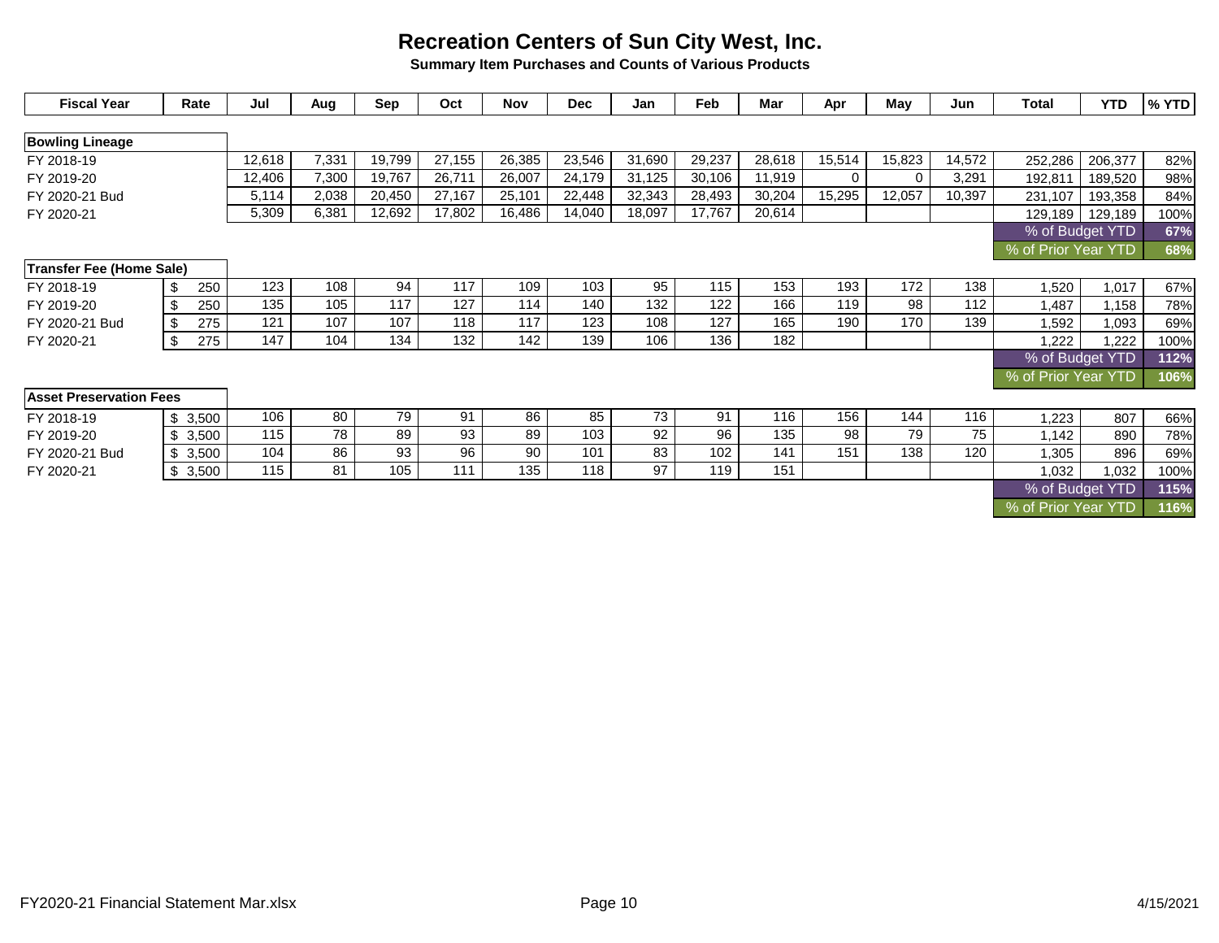# Recreation Centers of Sun City West, Inc.

**Summary Item Purchases and Counts of Various Products**

| Fiscal Year | Rate | Jul | Aug | Sep | Oct | Nov | Dec | Jan | Feb | Mar | Apr | May | Jun | Total | YTD | % YTD |
|---|---|---|---|---|---|---|---|---|---|---|---|---|---|---|---|---|
| **Bowling Lineage** | | | | | | | | | | | | | | | | |
| FY 2018-19 | | 12,618 | 7,331 | 19,799 | 27,155 | 26,385 | 23,546 | 31,690 | 29,237 | 28,618 | 15,514 | 15,823 | 14,572 | 252,286 | 206,377 | 82% |
| FY 2019-20 | | 12,406 | 7,300 | 19,767 | 26,711 | 26,007 | 24,179 | 31,125 | 30,106 | 11,919 | 0 | 0 | 3,291 | 192,811 | 189,520 | 98% |
| FY 2020-21 Bud | | 5,114 | 2,038 | 20,450 | 27,167 | 25,101 | 22,448 | 32,343 | 28,493 | 30,204 | 15,295 | 12,057 | 10,397 | 231,107 | 193,358 | 84% |
| FY 2020-21 | | 5,309 | 6,381 | 12,692 | 17,802 | 16,486 | 14,040 | 18,097 | 17,767 | 20,614 | | | | 129,189 | 129,189 | 100% |
| | | | | | | | | | | | | | | % of Budget YTD | | 67% |
| | | | | | | | | | | | | | | % of Prior Year YTD | | 68% |
| **Transfer Fee (Home Sale)** | | | | | | | | | | | | | | | | |
| FY 2018-19 | $ 250 | 123 | 108 | 94 | 117 | 109 | 103 | 95 | 115 | 153 | 193 | 172 | 138 | 1,520 | 1,017 | 67% |
| FY 2019-20 | $ 250 | 135 | 105 | 117 | 127 | 114 | 140 | 132 | 122 | 166 | 119 | 98 | 112 | 1,487 | 1,158 | 78% |
| FY 2020-21 Bud | $ 275 | 121 | 107 | 107 | 118 | 117 | 123 | 108 | 127 | 165 | 190 | 170 | 139 | 1,592 | 1,093 | 69% |
| FY 2020-21 | $ 275 | 147 | 104 | 134 | 132 | 142 | 139 | 106 | 136 | 182 | | | | 1,222 | 1,222 | 100% |
| | | | | | | | | | | | | | | % of Budget YTD | | 112% |
| | | | | | | | | | | | | | | % of Prior Year YTD | | 106% |
| **Asset Preservation Fees** | | | | | | | | | | | | | | | | |
| FY 2018-19 | $ 3,500 | 106 | 80 | 79 | 91 | 86 | 85 | 73 | 91 | 116 | 156 | 144 | 116 | 1,223 | 807 | 66% |
| FY 2019-20 | $ 3,500 | 115 | 78 | 89 | 93 | 89 | 103 | 92 | 96 | 135 | 98 | 79 | 75 | 1,142 | 890 | 78% |
| FY 2020-21 Bud | $ 3,500 | 104 | 86 | 93 | 96 | 90 | 101 | 83 | 102 | 141 | 151 | 138 | 120 | 1,305 | 896 | 69% |
| FY 2020-21 | $ 3,500 | 115 | 81 | 105 | 111 | 135 | 118 | 97 | 119 | 151 | | | | 1,032 | 1,032 | 100% |
| | | | | | | | | | | | | | | % of Budget YTD | | 115% |
| | | | | | | | | | | | | | | % of Prior Year YTD | | 116% |

FY2020-21 Financial Statement Mar.xlsx

4/15/2021